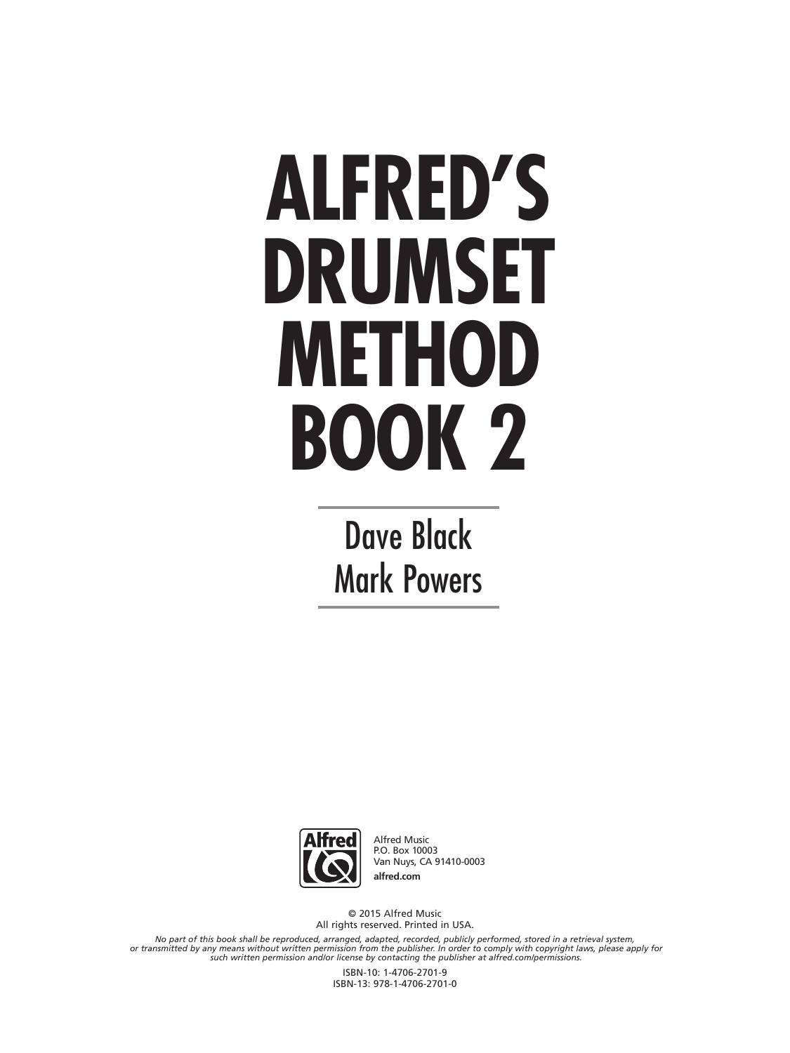# ALFRED'S DRUMSET METHOD BOOK 2

Dave Black
Mark Powers

Alfred Music
P.O. Box 10003
Van Nuys, CA 91410-0003
**alfred.com**

© 2015 Alfred Music
All rights reserved. Printed in USA.

*No part of this book shall be reproduced, arranged, adapted, recorded, publicly performed, stored in a retrieval system, or transmitted by any means without written permission from the publisher. In order to comply with copyright laws, please apply for such written permission and/or license by contacting the publisher at alfred.com/permissions.*

ISBN-10: 1-4706-2701-9
ISBN-13: 978-1-4706-2701-0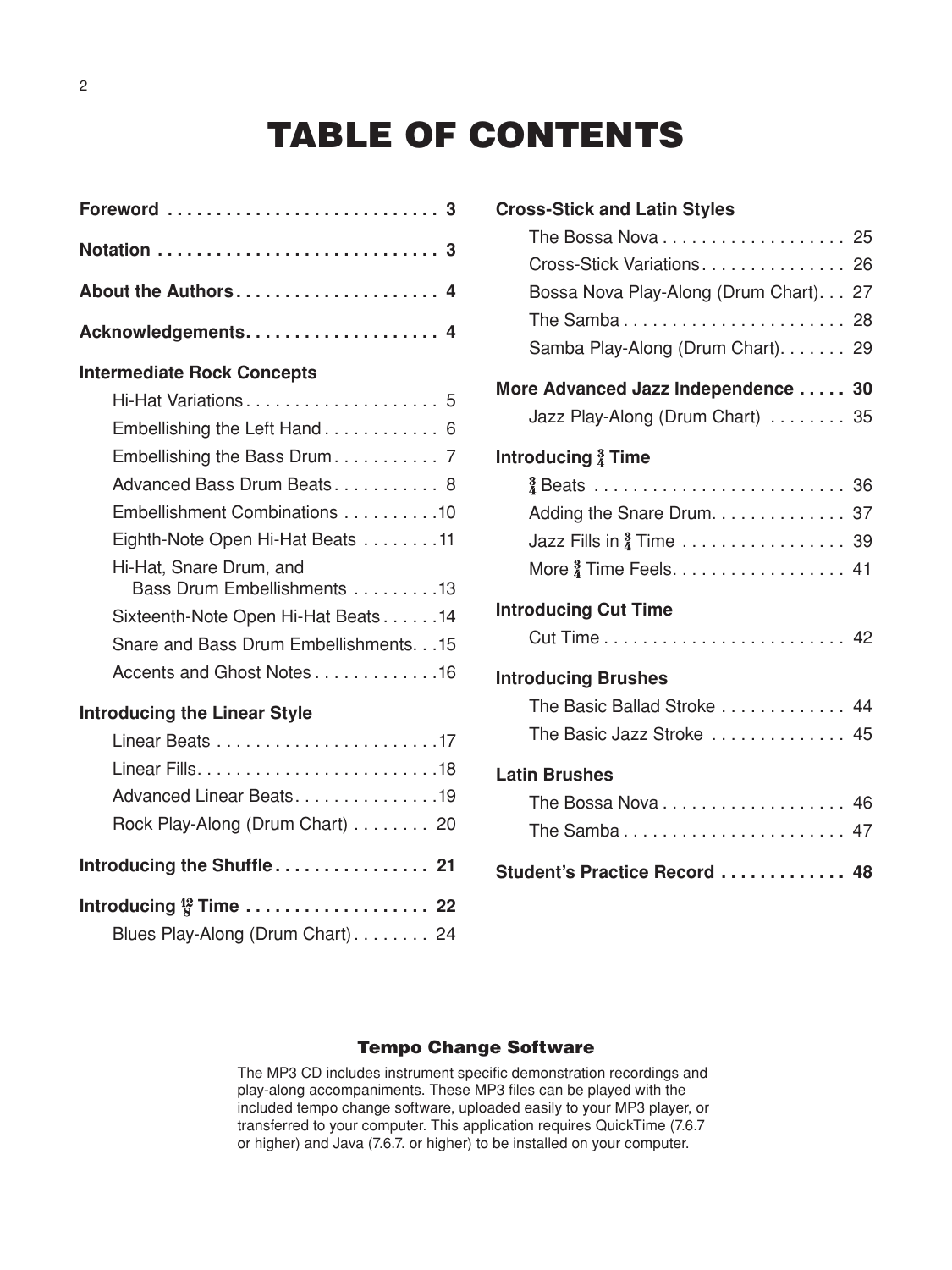# TABLE OF CONTENTS

**Foreword** . . . . . . . . . . . . . . . . . . . . . . . . . . . . 3

**Notation** . . . . . . . . . . . . . . . . . . . . . . . . . . . . 3

**About the Authors** . . . . . . . . . . . . . . . . . . . . . 4

**Acknowledgements** . . . . . . . . . . . . . . . . . . . . 4

**Intermediate Rock Concepts**

- Hi-Hat Variations . . . . . . . . . . . . . . . . . . . . 5
- Embellishing the Left Hand . . . . . . . . . . . . 6
- Embellishing the Bass Drum . . . . . . . . . . . 7
- Advanced Bass Drum Beats . . . . . . . . . . . 8
- Embellishment Combinations . . . . . . . . . . 10
- Eighth-Note Open Hi-Hat Beats . . . . . . . . 11
- Hi-Hat, Snare Drum, and Bass Drum Embellishments . . . . . . . . . 13
- Sixteenth-Note Open Hi-Hat Beats . . . . . . 14
- Snare and Bass Drum Embellishments . . . 15
- Accents and Ghost Notes . . . . . . . . . . . . . 16

**Introducing the Linear Style**

- Linear Beats . . . . . . . . . . . . . . . . . . . . . . . 17
- Linear Fills . . . . . . . . . . . . . . . . . . . . . . . . . 18
- Advanced Linear Beats . . . . . . . . . . . . . . . 19
- Rock Play-Along (Drum Chart) . . . . . . . . 20

**Introducing the Shuffle** . . . . . . . . . . . . . . . . 21

**Introducing $\frac{12}{8}$ Time** . . . . . . . . . . . . . . . . . . . 22

- Blues Play-Along (Drum Chart) . . . . . . . . 24

**Cross-Stick and Latin Styles**

- The Bossa Nova . . . . . . . . . . . . . . . . . . . 25
- Cross-Stick Variations . . . . . . . . . . . . . . . 26
- Bossa Nova Play-Along (Drum Chart) . . . 27
- The Samba . . . . . . . . . . . . . . . . . . . . . . . 28
- Samba Play-Along (Drum Chart) . . . . . . . 29

**More Advanced Jazz Independence** . . . . . 30

- Jazz Play-Along (Drum Chart) . . . . . . . . 35

**Introducing $\frac{3}{4}$ Time**

- $\frac{3}{4}$ Beats . . . . . . . . . . . . . . . . . . . . . . . . . . 36
- Adding the Snare Drum . . . . . . . . . . . . . . 37
- Jazz Fills in $\frac{3}{4}$ Time . . . . . . . . . . . . . . . . . 39
- More $\frac{3}{4}$ Time Feels . . . . . . . . . . . . . . . . . . 41

**Introducing Cut Time**

- Cut Time . . . . . . . . . . . . . . . . . . . . . . . . . 42

**Introducing Brushes**

- The Basic Ballad Stroke . . . . . . . . . . . . . 44
- The Basic Jazz Stroke . . . . . . . . . . . . . . 45

**Latin Brushes**

- The Bossa Nova . . . . . . . . . . . . . . . . . . . 46
- The Samba . . . . . . . . . . . . . . . . . . . . . . . 47

**Student's Practice Record** . . . . . . . . . . . . . 48

### Tempo Change Software

The MP3 CD includes instrument specific demonstration recordings and play-along accompaniments. These MP3 files can be played with the included tempo change software, uploaded easily to your MP3 player, or transferred to your computer. This application requires QuickTime (7.6.7 or higher) and Java (7.6.7. or higher) to be installed on your computer.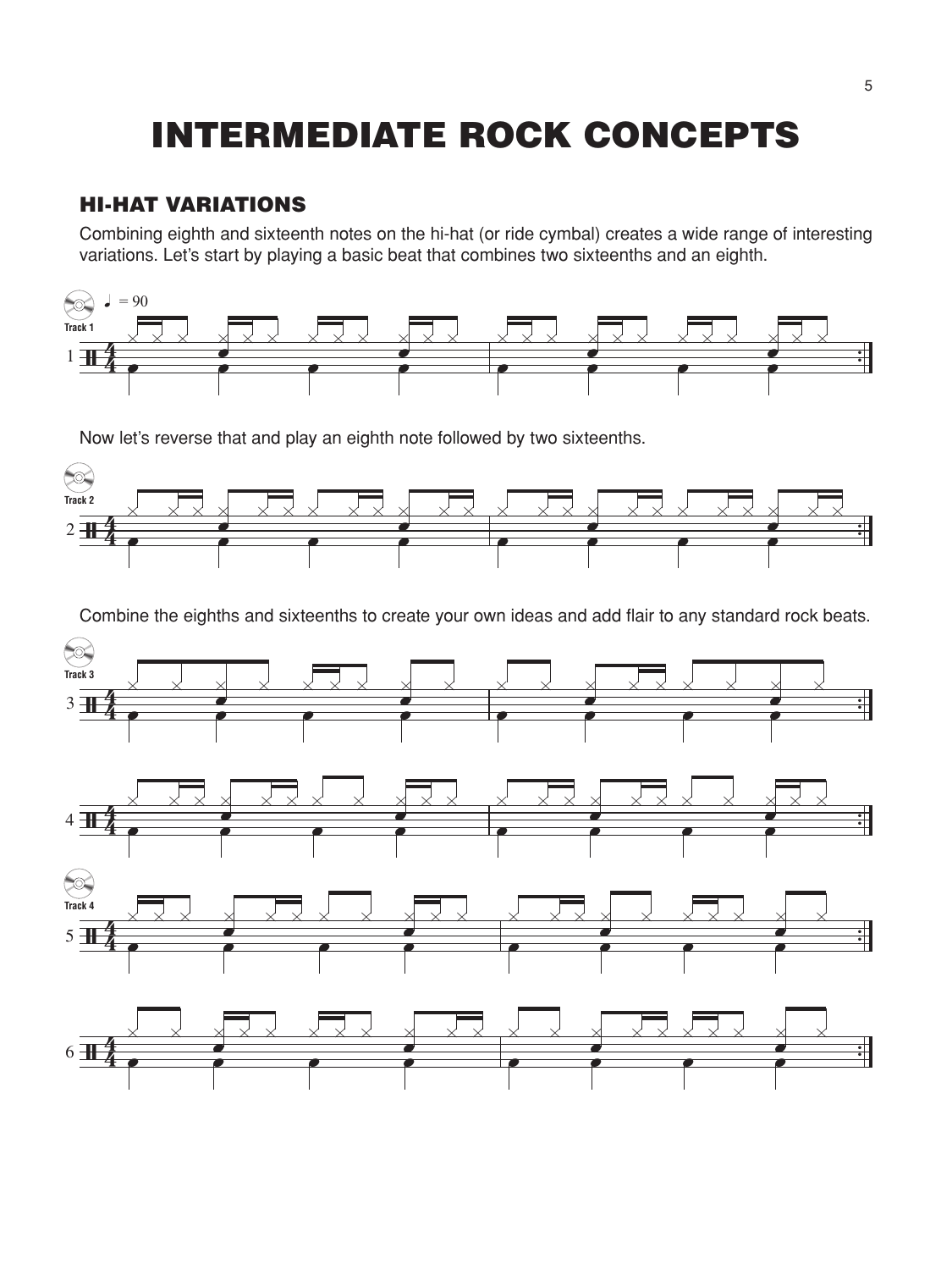# INTERMEDIATE ROCK CONCEPTS

## HI-HAT VARIATIONS

Combining eighth and sixteenth notes on the hi-hat (or ride cymbal) creates a wide range of interesting variations. Let's start by playing a basic beat that combines two sixteenths and an eighth.

Now let's reverse that and play an eighth note followed by two sixteenths.

Combine the eighths and sixteenths to create your own ideas and add flair to any standard rock beats.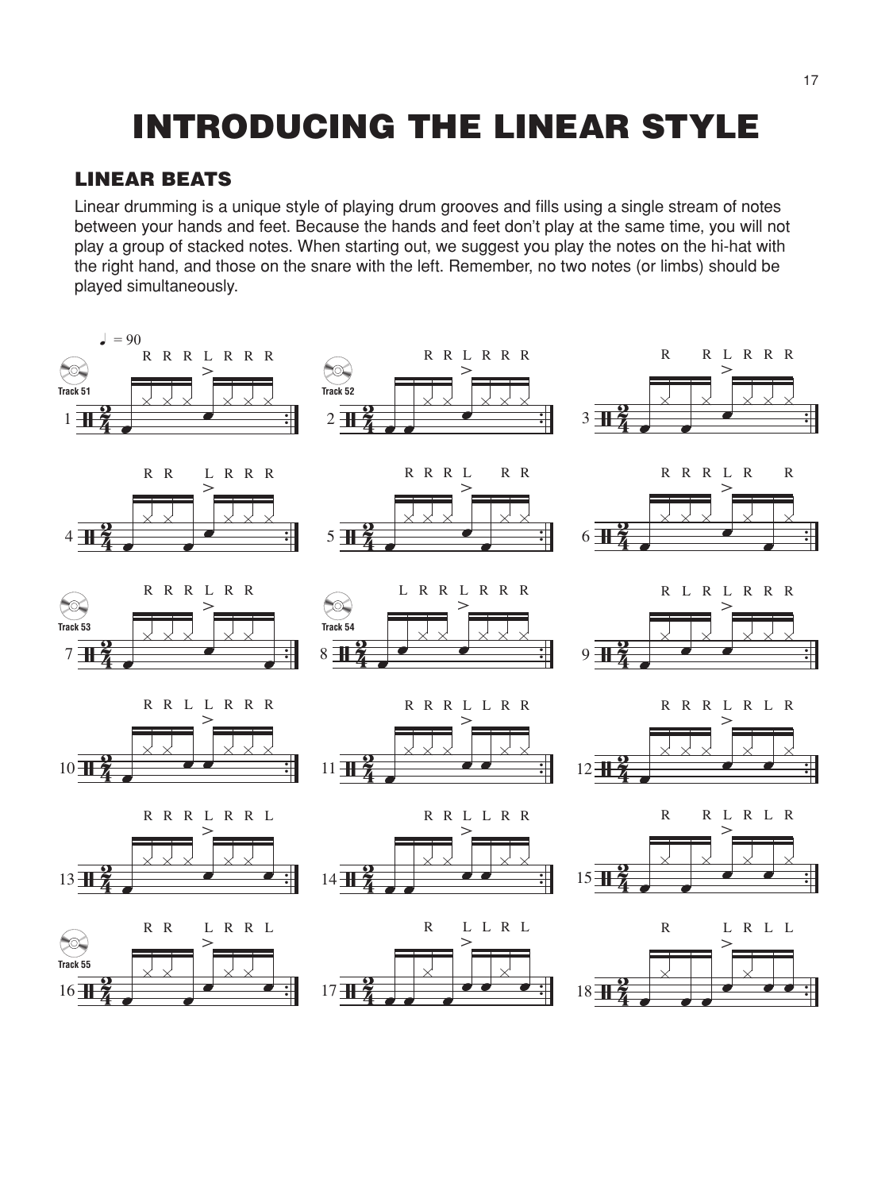# INTRODUCING THE LINEAR STYLE

## LINEAR BEATS

Linear drumming is a unique style of playing drum grooves and fills using a single stream of notes between your hands and feet. Because the hands and feet don't play at the same time, you will not play a group of stacked notes. When starting out, we suggest you play the notes on the hi-hat with the right hand, and those on the snare with the left. Remember, no two notes (or limbs) should be played simultaneously.

♩ = 90

Track 51

1 R R R L R R R

Track 52

2 R R L R R R

3 R R L R R R

4 R R L R R R

5 R R R L R R

6 R R R L R R

Track 53

7 R R R L R R

Track 54

8 L R R L R R R

9 R L R L R R R

10 R R L L R R R

11 R R R L L R R

12 R R R L R L R

13 R R R L R R L

14 R R L L R R

15 R R L R L R

Track 55

16 R R L R R L

17 R L L R L

18 R L R L L